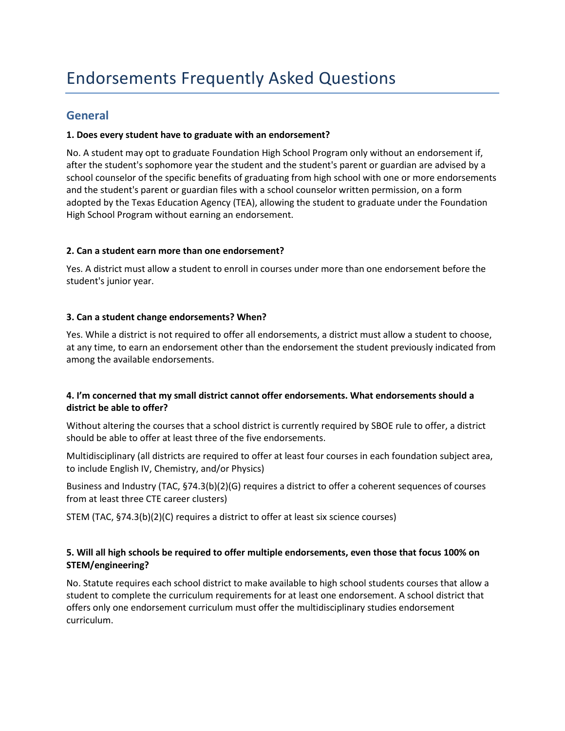# Endorsements Frequently Asked Questions

## General

**1. Does every student have to graduate with an endorsement?**

No. A student may opt to graduate Foundation High School Program only without an endorsement if, after the student's sophomore year the student and the student's parent or guardian are advised by a school counselor of the specific benefits of graduating from high school with one or more endorsements and the student's parent or guardian files with a school counselor written permission, on a form adopted by the Texas Education Agency (TEA), allowing the student to graduate under the Foundation High School Program without earning an endorsement.

**2. Can a student earn more than one endorsement?**

Yes. A district must allow a student to enroll in courses under more than one endorsement before the student's junior year.

**3. Can a student change endorsements? When?**

Yes. While a district is not required to offer all endorsements, a district must allow a student to choose, at any time, to earn an endorsement other than the endorsement the student previously indicated from among the available endorsements.

**4. I'm concerned that my small district cannot offer endorsements. What endorsements should a district be able to offer?**

Without altering the courses that a school district is currently required by SBOE rule to offer, a district should be able to offer at least three of the five endorsements.

Multidisciplinary (all districts are required to offer at least four courses in each foundation subject area, to include English IV, Chemistry, and/or Physics)

Business and Industry (TAC, §74.3(b)(2)(G) requires a district to offer a coherent sequences of courses from at least three CTE career clusters)

STEM (TAC, §74.3(b)(2)(C) requires a district to offer at least six science courses)

**5. Will all high schools be required to offer multiple endorsements, even those that focus 100% on STEM/engineering?**

No. Statute requires each school district to make available to high school students courses that allow a student to complete the curriculum requirements for at least one endorsement. A school district that offers only one endorsement curriculum must offer the multidisciplinary studies endorsement curriculum.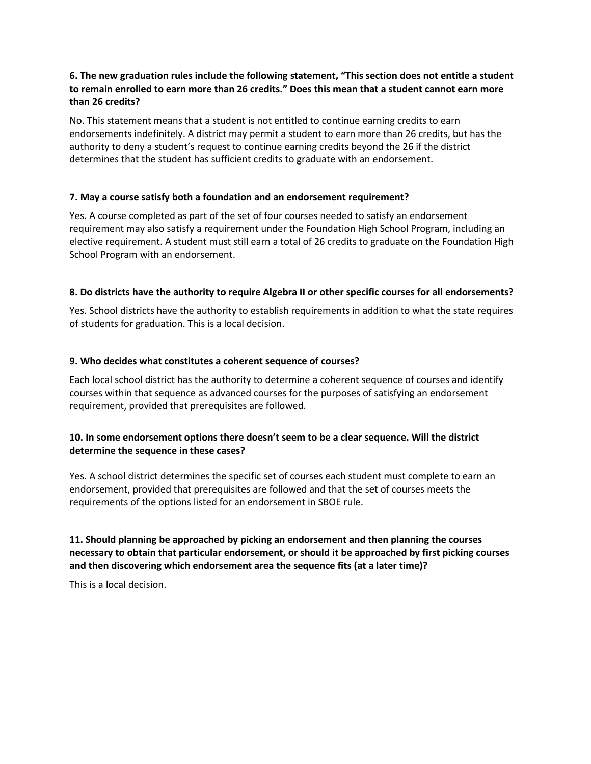**6. The new graduation rules include the following statement, "This section does not entitle a student to remain enrolled to earn more than 26 credits." Does this mean that a student cannot earn more than 26 credits?**

No. This statement means that a student is not entitled to continue earning credits to earn endorsements indefinitely. A district may permit a student to earn more than 26 credits, but has the authority to deny a student's request to continue earning credits beyond the 26 if the district determines that the student has sufficient credits to graduate with an endorsement.

**7. May a course satisfy both a foundation and an endorsement requirement?**

Yes. A course completed as part of the set of four courses needed to satisfy an endorsement requirement may also satisfy a requirement under the Foundation High School Program, including an elective requirement. A student must still earn a total of 26 credits to graduate on the Foundation High School Program with an endorsement.

**8. Do districts have the authority to require Algebra II or other specific courses for all endorsements?**

Yes. School districts have the authority to establish requirements in addition to what the state requires of students for graduation. This is a local decision.

**9. Who decides what constitutes a coherent sequence of courses?**

Each local school district has the authority to determine a coherent sequence of courses and identify courses within that sequence as advanced courses for the purposes of satisfying an endorsement requirement, provided that prerequisites are followed.

**10. In some endorsement options there doesn't seem to be a clear sequence. Will the district determine the sequence in these cases?**

Yes. A school district determines the specific set of courses each student must complete to earn an endorsement, provided that prerequisites are followed and that the set of courses meets the requirements of the options listed for an endorsement in SBOE rule.

**11. Should planning be approached by picking an endorsement and then planning the courses necessary to obtain that particular endorsement, or should it be approached by first picking courses and then discovering which endorsement area the sequence fits (at a later time)?**

This is a local decision.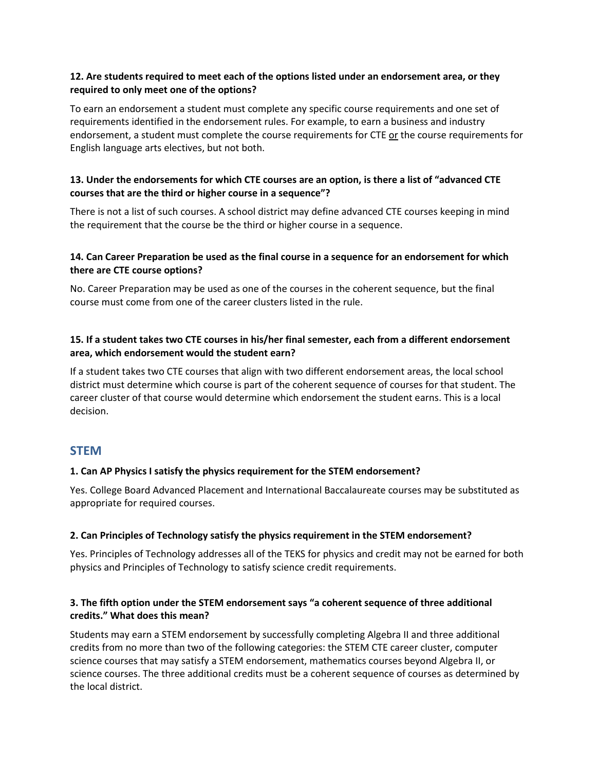**12. Are students required to meet each of the options listed under an endorsement area, or they required to only meet one of the options?**

To earn an endorsement a student must complete any specific course requirements and one set of requirements identified in the endorsement rules. For example, to earn a business and industry endorsement, a student must complete the course requirements for CTE or the course requirements for English language arts electives, but not both.

**13. Under the endorsements for which CTE courses are an option, is there a list of "advanced CTE courses that are the third or higher course in a sequence"?**

There is not a list of such courses. A school district may define advanced CTE courses keeping in mind the requirement that the course be the third or higher course in a sequence.

**14. Can Career Preparation be used as the final course in a sequence for an endorsement for which there are CTE course options?**

No. Career Preparation may be used as one of the courses in the coherent sequence, but the final course must come from one of the career clusters listed in the rule.

**15. If a student takes two CTE courses in his/her final semester, each from a different endorsement area, which endorsement would the student earn?**

If a student takes two CTE courses that align with two different endorsement areas, the local school district must determine which course is part of the coherent sequence of courses for that student. The career cluster of that course would determine which endorsement the student earns. This is a local decision.

## STEM

**1. Can AP Physics I satisfy the physics requirement for the STEM endorsement?**

Yes. College Board Advanced Placement and International Baccalaureate courses may be substituted as appropriate for required courses.

**2. Can Principles of Technology satisfy the physics requirement in the STEM endorsement?**

Yes. Principles of Technology addresses all of the TEKS for physics and credit may not be earned for both physics and Principles of Technology to satisfy science credit requirements.

**3. The fifth option under the STEM endorsement says "a coherent sequence of three additional credits." What does this mean?**

Students may earn a STEM endorsement by successfully completing Algebra II and three additional credits from no more than two of the following categories: the STEM CTE career cluster, computer science courses that may satisfy a STEM endorsement, mathematics courses beyond Algebra II, or science courses. The three additional credits must be a coherent sequence of courses as determined by the local district.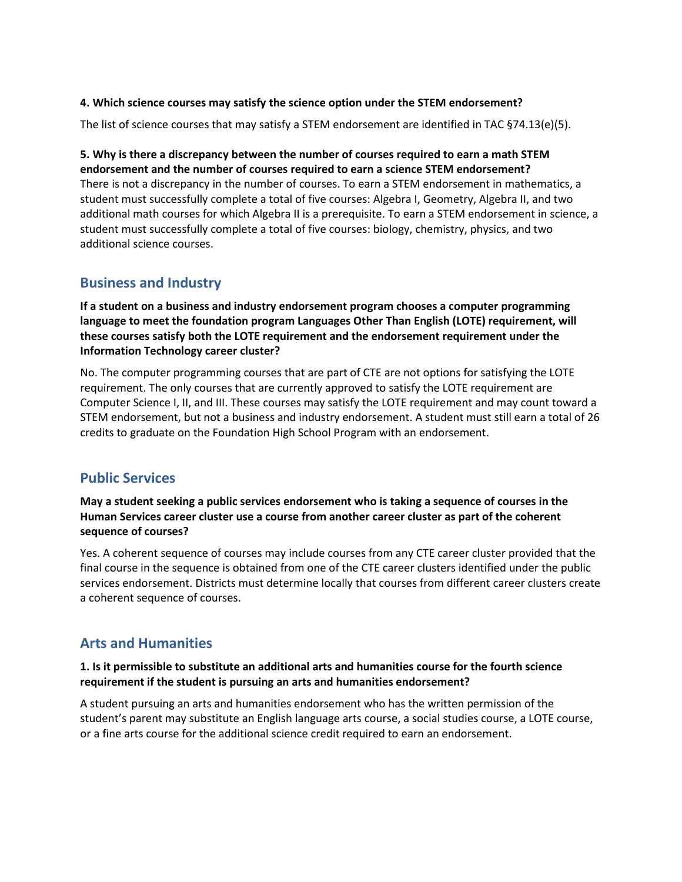**4. Which science courses may satisfy the science option under the STEM endorsement?**

The list of science courses that may satisfy a STEM endorsement are identified in TAC §74.13(e)(5).

**5. Why is there a discrepancy between the number of courses required to earn a math STEM endorsement and the number of courses required to earn a science STEM endorsement?**

There is not a discrepancy in the number of courses. To earn a STEM endorsement in mathematics, a student must successfully complete a total of five courses: Algebra I, Geometry, Algebra II, and two additional math courses for which Algebra II is a prerequisite. To earn a STEM endorsement in science, a student must successfully complete a total of five courses: biology, chemistry, physics, and two additional science courses.

## Business and Industry

**If a student on a business and industry endorsement program chooses a computer programming language to meet the foundation program Languages Other Than English (LOTE) requirement, will these courses satisfy both the LOTE requirement and the endorsement requirement under the Information Technology career cluster?**

No. The computer programming courses that are part of CTE are not options for satisfying the LOTE requirement. The only courses that are currently approved to satisfy the LOTE requirement are Computer Science I, II, and III. These courses may satisfy the LOTE requirement and may count toward a STEM endorsement, but not a business and industry endorsement. A student must still earn a total of 26 credits to graduate on the Foundation High School Program with an endorsement.

## Public Services

**May a student seeking a public services endorsement who is taking a sequence of courses in the Human Services career cluster use a course from another career cluster as part of the coherent sequence of courses?**

Yes. A coherent sequence of courses may include courses from any CTE career cluster provided that the final course in the sequence is obtained from one of the CTE career clusters identified under the public services endorsement. Districts must determine locally that courses from different career clusters create a coherent sequence of courses.

## Arts and Humanities

**1. Is it permissible to substitute an additional arts and humanities course for the fourth science requirement if the student is pursuing an arts and humanities endorsement?**

A student pursuing an arts and humanities endorsement who has the written permission of the student's parent may substitute an English language arts course, a social studies course, a LOTE course, or a fine arts course for the additional science credit required to earn an endorsement.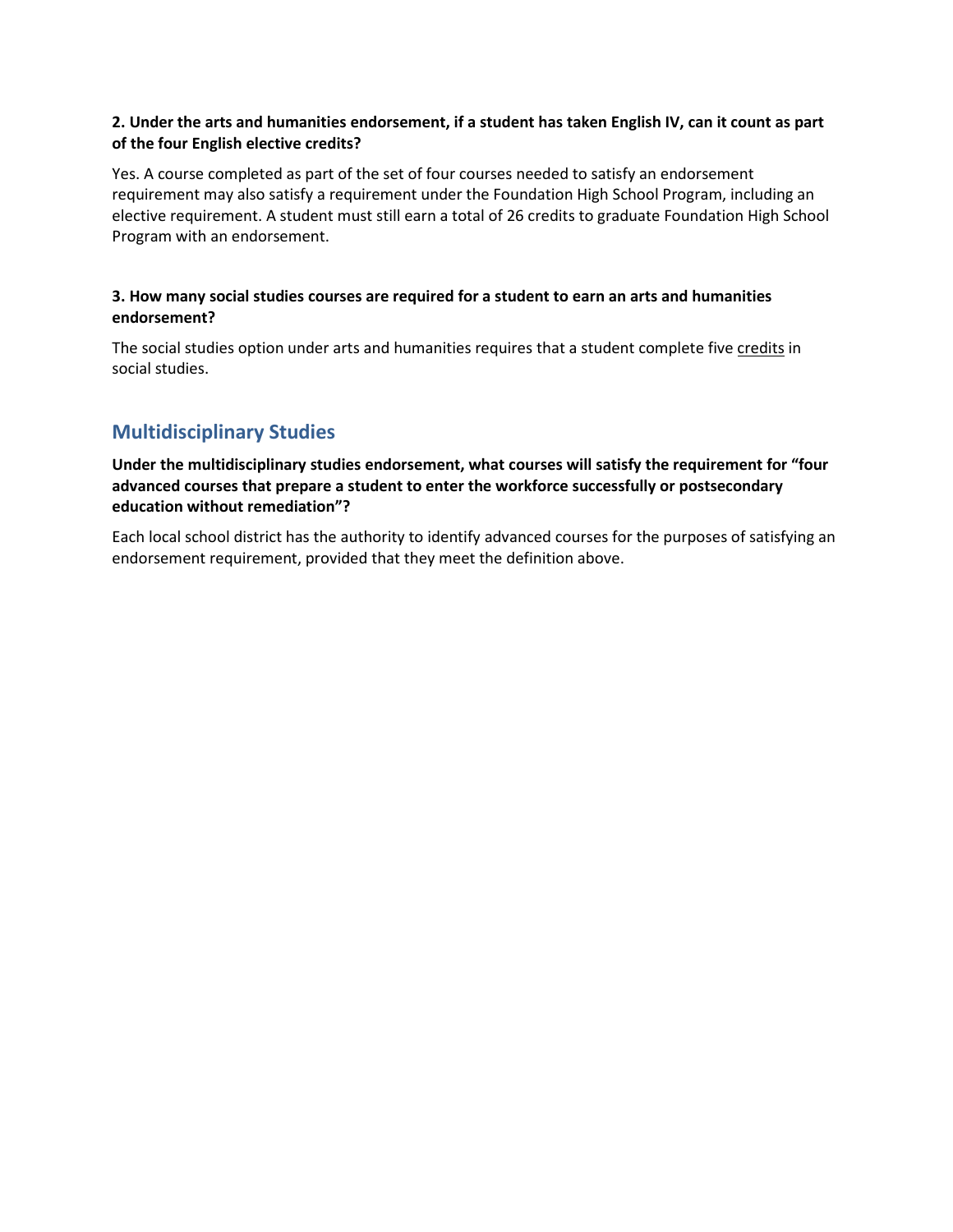**2. Under the arts and humanities endorsement, if a student has taken English IV, can it count as part of the four English elective credits?**

Yes. A course completed as part of the set of four courses needed to satisfy an endorsement requirement may also satisfy a requirement under the Foundation High School Program, including an elective requirement. A student must still earn a total of 26 credits to graduate Foundation High School Program with an endorsement.

**3. How many social studies courses are required for a student to earn an arts and humanities endorsement?**

The social studies option under arts and humanities requires that a student complete five <u>credits</u> in social studies.

## Multidisciplinary Studies

**Under the multidisciplinary studies endorsement, what courses will satisfy the requirement for "four advanced courses that prepare a student to enter the workforce successfully or postsecondary education without remediation"?**

Each local school district has the authority to identify advanced courses for the purposes of satisfying an endorsement requirement, provided that they meet the definition above.